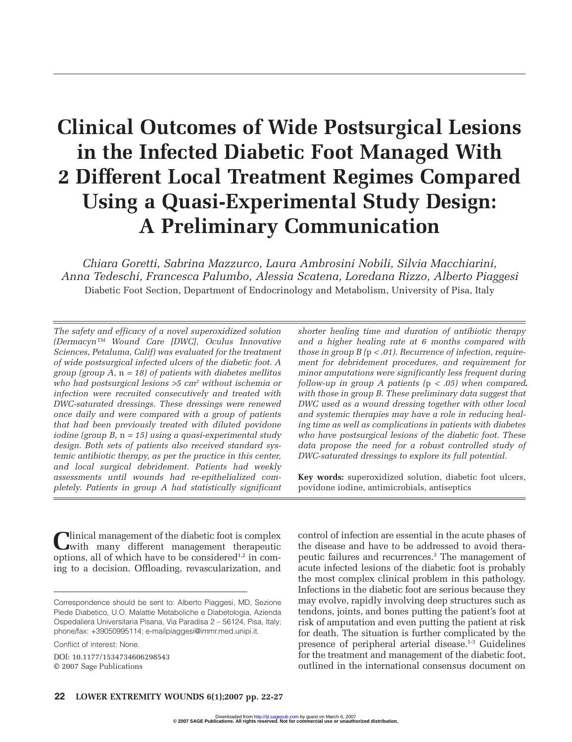# Clinical Outcomes of Wide Postsurgical Lesions in the Infected Diabetic Foot Managed With 2 Different Local Treatment Regimes Compared Using a Quasi-Experimental Study Design: A Preliminary Communication

*Chiara Goretti, Sabrina Mazzurco, Laura Ambrosini Nobili, Silvia Macchiarini, Anna Tedeschi, Francesca Palumbo, Alessia Scatena, Loredana Rizzo, Alberto Piaggesi*

Diabetic Foot Section, Department of Endocrinology and Metabolism, University of Pisa, Italy

*The safety and efficacy of a novel superoxidized solution (Dermacyn™ Wound Care [DWC], Oculus Innovative Sciences, Petaluma, Calif) was evaluated for the treatment of wide postsurgical infected ulcers of the diabetic foot. A group (group A, n = 18) of patients with diabetes mellitus who had postsurgical lesions >5 cm² without ischemia or infection were recruited consecutively and treated with DWC-saturated dressings. These dressings were renewed once daily and were compared with a group of patients that had been previously treated with diluted povidone iodine (group B, n = 15) using a quasi-experimental study design. Both sets of patients also received standard systemic antibiotic therapy, as per the practice in this center, and local surgical debridement. Patients had weekly assessments until wounds had re-epithelialized completely. Patients in group A had statistically significant shorter healing time and duration of antibiotic therapy and a higher healing rate at 6 months compared with those in group B (p < .01). Recurrence of infection, requirement for debridement procedures, and requirement for minor amputations were significantly less frequent during follow-up in group A patients (p < .05) when compared with those in group B. These preliminary data suggest that DWC used as a wound dressing together with other local and systemic therapies may have a role in reducing healing time as well as complications in patients with diabetes who have postsurgical lesions of the diabetic foot. These data propose the need for a robust controlled study of DWC-saturated dressings to explore its full potential.*

**Key words:** superoxidized solution, diabetic foot ulcers, povidone iodine, antimicrobials, antiseptics

Clinical management of the diabetic foot is complex with many different management therapeutic options, all of which have to be considered[1,2] in coming to a decision. Offloading, revascularization, and control of infection are essential in the acute phases of the disease and have to be addressed to avoid therapeutic failures and recurrences.[3] The management of acute infected lesions of the diabetic foot is probably the most complex clinical problem in this pathology. Infections in the diabetic foot are serious because they may evolve, rapidly involving deep structures such as tendons, joints, and bones putting the patient's foot at risk of amputation and even putting the patient at risk for death. The situation is further complicated by the presence of peripheral arterial disease.[1-3] Guidelines for the treatment and management of the diabetic foot, outlined in the international consensus document on

Correspondence should be sent to: Alberto Piaggesi, MD, Sezione Piede Diabetico, U.O. Malattie Metaboliche e Diabetologia, Azienda Ospedaliera Universitaria Pisana, Via Paradisa 2 – 56124, Pisa, Italy; phone/fax: +39050995114; e-mailpiaggesi@immr.med.unipi.it.

Conflict of interest: None.

DOI: 10.1177/1534734606298543
© 2007 Sage Publications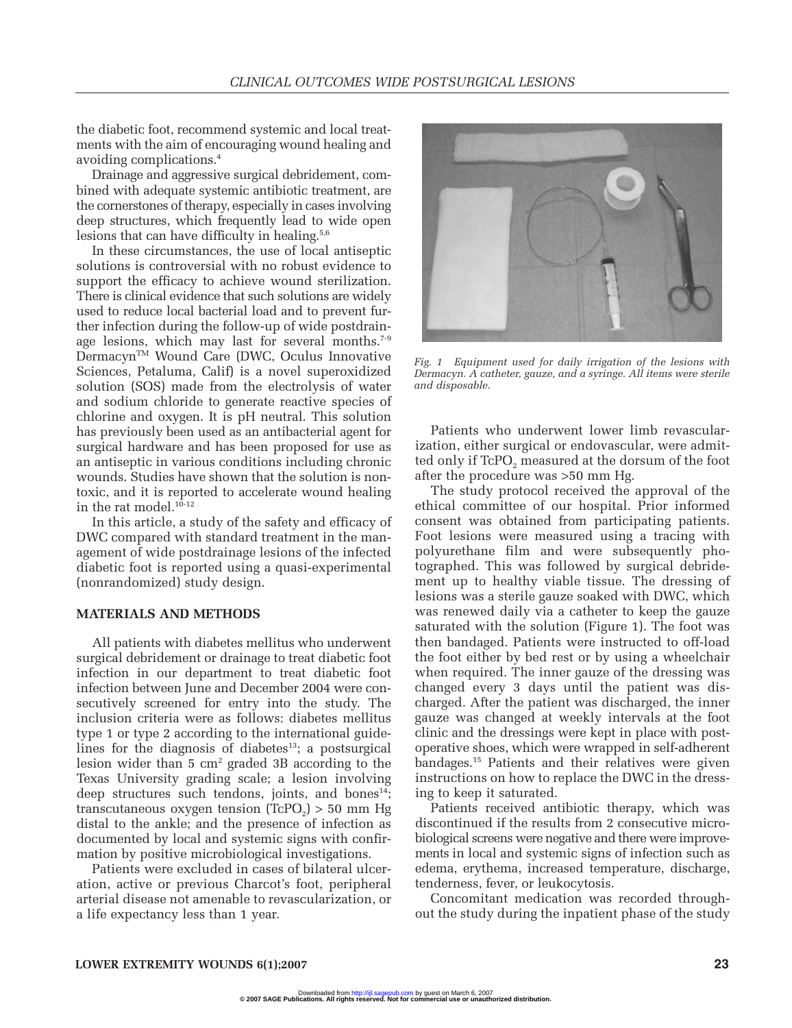the diabetic foot, recommend systemic and local treatments with the aim of encouraging wound healing and avoiding complications.[4]

Drainage and aggressive surgical debridement, combined with adequate systemic antibiotic treatment, are the cornerstones of therapy, especially in cases involving deep structures, which frequently lead to wide open lesions that can have difficulty in healing.[5,6]

In these circumstances, the use of local antiseptic solutions is controversial with no robust evidence to support the efficacy to achieve wound sterilization. There is clinical evidence that such solutions are widely used to reduce local bacterial load and to prevent further infection during the follow-up of wide postdrainage lesions, which may last for several months.[7-9] Dermacyn™ Wound Care (DWC, Oculus Innovative Sciences, Petaluma, Calif) is a novel superoxidized solution (SOS) made from the electrolysis of water and sodium chloride to generate reactive species of chlorine and oxygen. It is pH neutral. This solution has previously been used as an antibacterial agent for surgical hardware and has been proposed for use as an antiseptic in various conditions including chronic wounds. Studies have shown that the solution is nontoxic, and it is reported to accelerate wound healing in the rat model.[10-12]

In this article, a study of the safety and efficacy of DWC compared with standard treatment in the management of wide postdrainage lesions of the infected diabetic foot is reported using a quasi-experimental (nonrandomized) study design.

## MATERIALS AND METHODS

All patients with diabetes mellitus who underwent surgical debridement or drainage to treat diabetic foot infection in our department to treat diabetic foot infection between June and December 2004 were consecutively screened for entry into the study. The inclusion criteria were as follows: diabetes mellitus type 1 or type 2 according to the international guidelines for the diagnosis of diabetes[13]; a postsurgical lesion wider than 5 cm$^2$ graded 3B according to the Texas University grading scale; a lesion involving deep structures such tendons, joints, and bones[14]; transcutaneous oxygen tension ($TcPO_2$) > 50 mm Hg distal to the ankle; and the presence of infection as documented by local and systemic signs with confirmation by positive microbiological investigations.

Patients were excluded in cases of bilateral ulceration, active or previous Charcot's foot, peripheral arterial disease not amenable to revascularization, or a life expectancy less than 1 year.

*Fig. 1 Equipment used for daily irrigation of the lesions with Dermacyn. A catheter, gauze, and a syringe. All items were sterile and disposable.*

Patients who underwent lower limb revascularization, either surgical or endovascular, were admitted only if $TcPO_2$ measured at the dorsum of the foot after the procedure was >50 mm Hg.

The study protocol received the approval of the ethical committee of our hospital. Prior informed consent was obtained from participating patients. Foot lesions were measured using a tracing with polyurethane film and were subsequently photographed. This was followed by surgical debridement up to healthy viable tissue. The dressing of lesions was a sterile gauze soaked with DWC, which was renewed daily via a catheter to keep the gauze saturated with the solution (Figure 1). The foot was then bandaged. Patients were instructed to off-load the foot either by bed rest or by using a wheelchair when required. The inner gauze of the dressing was changed every 3 days until the patient was discharged. After the patient was discharged, the inner gauze was changed at weekly intervals at the foot clinic and the dressings were kept in place with postoperative shoes, which were wrapped in self-adherent bandages.[15] Patients and their relatives were given instructions on how to replace the DWC in the dressing to keep it saturated.

Patients received antibiotic therapy, which was discontinued if the results from 2 consecutive microbiological screens were negative and there were improvements in local and systemic signs of infection such as edema, erythema, increased temperature, discharge, tenderness, fever, or leukocytosis.

Concomitant medication was recorded throughout the study during the inpatient phase of the study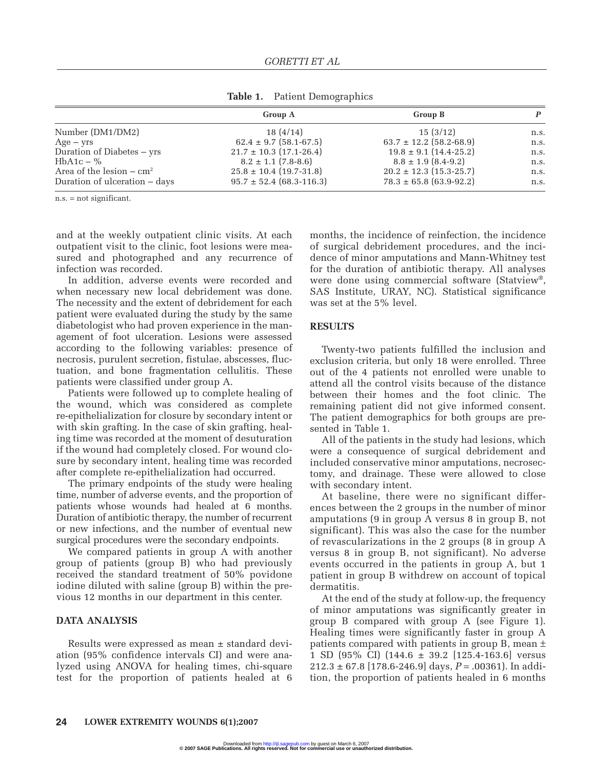**Table 1.** Patient Demographics

| | Group A | Group B | P |
|---|---|---|---|
| Number (DM1/DM2) | 18 (4/14) | 15 (3/12) | n.s. |
| Age – yrs | 62.4 ± 9.7 (58.1-67.5) | 63.7 ± 12.2 (58.2-68.9) | n.s. |
| Duration of Diabetes – yrs | 21.7 ± 10.3 (17.1-26.4) | 19.8 ± 9.1 (14.4-25.2) | n.s. |
| HbA1c – % | 8.2 ± 1.1 (7.8-8.6) | 8.8 ± 1.9 (8.4-9.2) | n.s. |
| Area of the lesion – $cm^2$ | 25.8 ± 10.4 (19.7-31.8) | 20.2 ± 12.3 (15.3-25.7) | n.s. |
| Duration of ulceration – days | 95.7 ± 52.4 (68.3-116.3) | 78.3 ± 65.8 (63.9-92.2) | n.s. |

n.s. = not significant.

and at the weekly outpatient clinic visits. At each outpatient visit to the clinic, foot lesions were measured and photographed and any recurrence of infection was recorded.

In addition, adverse events were recorded and when necessary new local debridement was done. The necessity and the extent of debridement for each patient were evaluated during the study by the same diabetologist who had proven experience in the management of foot ulceration. Lesions were assessed according to the following variables: presence of necrosis, purulent secretion, fistulae, abscesses, fluctuation, and bone fragmentation cellulitis. These patients were classified under group A.

Patients were followed up to complete healing of the wound, which was considered as complete re-epithelialization for closure by secondary intent or with skin grafting. In the case of skin grafting, healing time was recorded at the moment of desuturation if the wound had completely closed. For wound closure by secondary intent, healing time was recorded after complete re-epithelialization had occurred.

The primary endpoints of the study were healing time, number of adverse events, and the proportion of patients whose wounds had healed at 6 months. Duration of antibiotic therapy, the number of recurrent or new infections, and the number of eventual new surgical procedures were the secondary endpoints.

We compared patients in group A with another group of patients (group B) who had previously received the standard treatment of 50% povidone iodine diluted with saline (group B) within the previous 12 months in our department in this center.

## DATA ANALYSIS

Results were expressed as mean ± standard deviation (95% confidence intervals CI) and were analyzed using ANOVA for healing times, chi-square test for the proportion of patients healed at 6 months, the incidence of reinfection, the incidence of surgical debridement procedures, and the incidence of minor amputations and Mann-Whitney test for the duration of antibiotic therapy. All analyses were done using commercial software (Statview®, SAS Institute, URAY, NC). Statistical significance was set at the 5% level.

## RESULTS

Twenty-two patients fulfilled the inclusion and exclusion criteria, but only 18 were enrolled. Three out of the 4 patients not enrolled were unable to attend all the control visits because of the distance between their homes and the foot clinic. The remaining patient did not give informed consent. The patient demographics for both groups are presented in Table 1.

All of the patients in the study had lesions, which were a consequence of surgical debridement and included conservative minor amputations, necrosectomy, and drainage. These were allowed to close with secondary intent.

At baseline, there were no significant differences between the 2 groups in the number of minor amputations (9 in group A versus 8 in group B, not significant). This was also the case for the number of revascularizations in the 2 groups (8 in group A versus 8 in group B, not significant). No adverse events occurred in the patients in group A, but 1 patient in group B withdrew on account of topical dermatitis.

At the end of the study at follow-up, the frequency of minor amputations was significantly greater in group B compared with group A (see Figure 1). Healing times were significantly faster in group A patients compared with patients in group B, mean ± 1 SD (95% CI) (144.6 ± 39.2 [125.4-163.6] versus 212.3 ± 67.8 [178.6-246.9] days, $P = .00361$). In addition, the proportion of patients healed in 6 months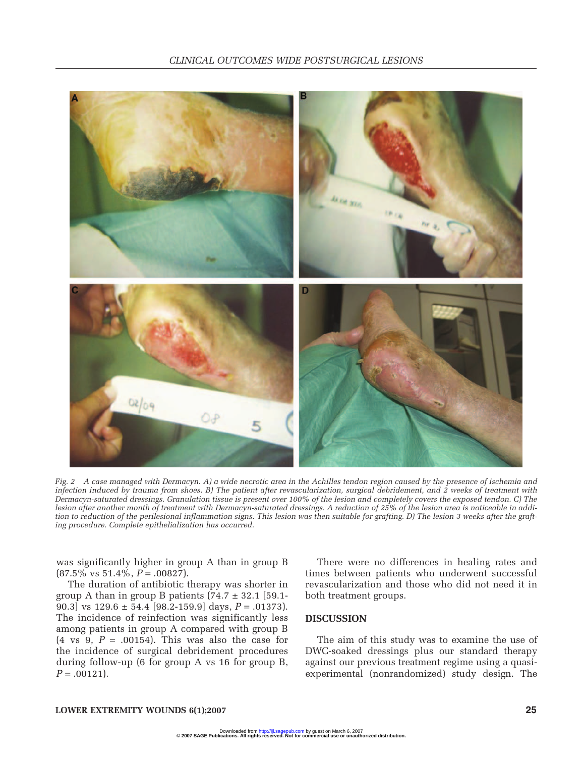Fig. 2 A case managed with Dermacyn. A) a wide necrotic area in the Achilles tendon region caused by the presence of ischemia and infection induced by trauma from shoes. B) The patient after revascularization, surgical debridement, and 2 weeks of treatment with Dermacyn-saturated dressings. Granulation tissue is present over 100% of the lesion and completely covers the exposed tendon. C) The lesion after another month of treatment with Dermacyn-saturated dressings. A reduction of 25% of the lesion area is noticeable in addition to reduction of the perilesional inflammation signs. This lesion was then suitable for grafting. D) The lesion 3 weeks after the grafting procedure. Complete epithelialization has occurred.

was significantly higher in group A than in group B (87.5% vs 51.4%, $P = .00827$).

The duration of antibiotic therapy was shorter in group A than in group B patients (74.7 ± 32.1 [59.1-90.3] vs 129.6 ± 54.4 [98.2-159.9] days, $P = .01373$). The incidence of reinfection was significantly less among patients in group A compared with group B (4 vs 9, $P = .00154$). This was also the case for the incidence of surgical debridement procedures during follow-up (6 for group A vs 16 for group B, $P = .00121$).

There were no differences in healing rates and times between patients who underwent successful revascularization and those who did not need it in both treatment groups.

## DISCUSSION

The aim of this study was to examine the use of DWC-soaked dressings plus our standard therapy against our previous treatment regime using a quasi-experimental (nonrandomized) study design. The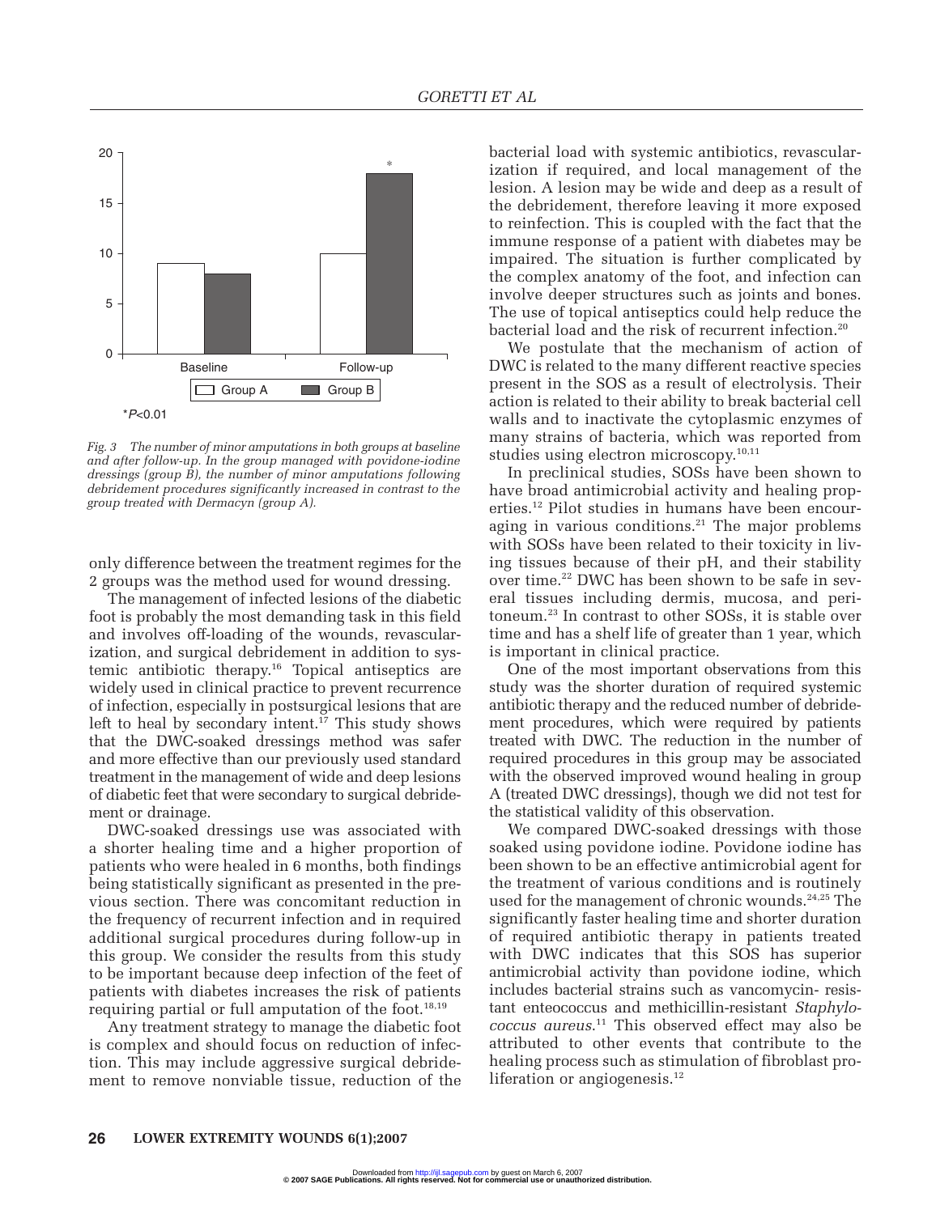Fig. 3 The number of minor amputations in both groups at baseline and after follow-up. In the group managed with povidone-iodine dressings (group B), the number of minor amputations following debridement procedures significantly increased in contrast to the group treated with Dermacyn (group A).

only difference between the treatment regimes for the 2 groups was the method used for wound dressing.

The management of infected lesions of the diabetic foot is probably the most demanding task in this field and involves off-loading of the wounds, revascularization, and surgical debridement in addition to systemic antibiotic therapy.[16] Topical antiseptics are widely used in clinical practice to prevent recurrence of infection, especially in postsurgical lesions that are left to heal by secondary intent.[17] This study shows that the DWC-soaked dressings method was safer and more effective than our previously used standard treatment in the management of wide and deep lesions of diabetic feet that were secondary to surgical debridement or drainage.

DWC-soaked dressings use was associated with a shorter healing time and a higher proportion of patients who were healed in 6 months, both findings being statistically significant as presented in the previous section. There was concomitant reduction in the frequency of recurrent infection and in required additional surgical procedures during follow-up in this group. We consider the results from this study to be important because deep infection of the feet of patients with diabetes increases the risk of patients requiring partial or full amputation of the foot.[18,19]

Any treatment strategy to manage the diabetic foot is complex and should focus on reduction of infection. This may include aggressive surgical debridement to remove nonviable tissue, reduction of the bacterial load with systemic antibiotics, revascularization if required, and local management of the lesion. A lesion may be wide and deep as a result of the debridement, therefore leaving it more exposed to reinfection. This is coupled with the fact that the immune response of a patient with diabetes may be impaired. The situation is further complicated by the complex anatomy of the foot, and infection can involve deeper structures such as joints and bones. The use of topical antiseptics could help reduce the bacterial load and the risk of recurrent infection.[20]

We postulate that the mechanism of action of DWC is related to the many different reactive species present in the SOS as a result of electrolysis. Their action is related to their ability to break bacterial cell walls and to inactivate the cytoplasmic enzymes of many strains of bacteria, which was reported from studies using electron microscopy.[10,11]

In preclinical studies, SOSs have been shown to have broad antimicrobial activity and healing properties.[12] Pilot studies in humans have been encouraging in various conditions.[21] The major problems with SOSs have been related to their toxicity in living tissues because of their pH, and their stability over time.[22] DWC has been shown to be safe in several tissues including dermis, mucosa, and peritoneum.[23] In contrast to other SOSs, it is stable over time and has a shelf life of greater than 1 year, which is important in clinical practice.

One of the most important observations from this study was the shorter duration of required systemic antibiotic therapy and the reduced number of debridement procedures, which were required by patients treated with DWC. The reduction in the number of required procedures in this group may be associated with the observed improved wound healing in group A (treated DWC dressings), though we did not test for the statistical validity of this observation.

We compared DWC-soaked dressings with those soaked using povidone iodine. Povidone iodine has been shown to be an effective antimicrobial agent for the treatment of various conditions and is routinely used for the management of chronic wounds.[24,25] The significantly faster healing time and shorter duration of required antibiotic therapy in patients treated with DWC indicates that this SOS has superior antimicrobial activity than povidone iodine, which includes bacterial strains such as vancomycin- resistant enteococcus and methicillin-resistant *Staphylococcus aureus*.[11] This observed effect may also be attributed to other events that contribute to the healing process such as stimulation of fibroblast proliferation or angiogenesis.[12]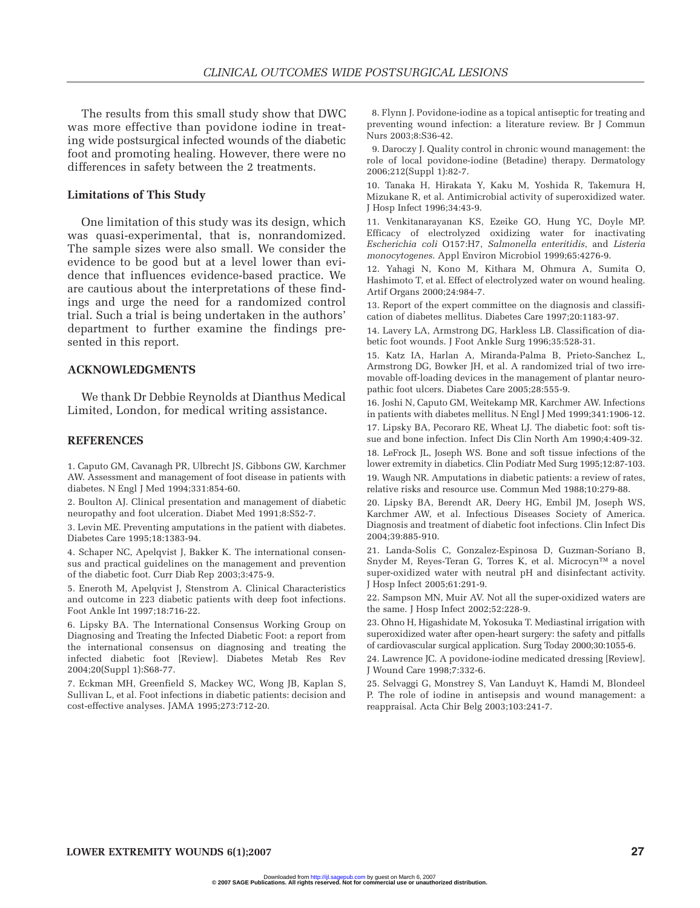The results from this small study show that DWC was more effective than povidone iodine in treating wide postsurgical infected wounds of the diabetic foot and promoting healing. However, there were no differences in safety between the 2 treatments.

### Limitations of This Study

One limitation of this study was its design, which was quasi-experimental, that is, nonrandomized. The sample sizes were also small. We consider the evidence to be good but at a level lower than evidence that influences evidence-based practice. We are cautious about the interpretations of these findings and urge the need for a randomized control trial. Such a trial is being undertaken in the authors' department to further examine the findings presented in this report.

## ACKNOWLEDGMENTS

We thank Dr Debbie Reynolds at Dianthus Medical Limited, London, for medical writing assistance.

## REFERENCES

1. Caputo GM, Cavanagh PR, Ulbrecht JS, Gibbons GW, Karchmer AW. Assessment and management of foot disease in patients with diabetes. N Engl J Med 1994;331:854-60.

2. Boulton AJ. Clinical presentation and management of diabetic neuropathy and foot ulceration. Diabet Med 1991;8:S52-7.

3. Levin ME. Preventing amputations in the patient with diabetes. Diabetes Care 1995;18:1383-94.

4. Schaper NC, Apelqvist J, Bakker K. The international consensus and practical guidelines on the management and prevention of the diabetic foot. Curr Diab Rep 2003;3:475-9.

5. Eneroth M, Apelqvist J, Stenstrom A. Clinical Characteristics and outcome in 223 diabetic patients with deep foot infections. Foot Ankle Int 1997;18:716-22.

6. Lipsky BA. The International Consensus Working Group on Diagnosing and Treating the Infected Diabetic Foot: a report from the international consensus on diagnosing and treating the infected diabetic foot [Review]. Diabetes Metab Res Rev 2004;20(Suppl 1):S68-77.

7. Eckman MH, Greenfield S, Mackey WC, Wong JB, Kaplan S, Sullivan L, et al. Foot infections in diabetic patients: decision and cost-effective analyses. JAMA 1995;273:712-20.

8. Flynn J. Povidone-iodine as a topical antiseptic for treating and preventing wound infection: a literature review. Br J Commun Nurs 2003;8:S36-42.

9. Daroczy J. Quality control in chronic wound management: the role of local povidone-iodine (Betadine) therapy. Dermatology 2006;212(Suppl 1):82-7.

10. Tanaka H, Hirakata Y, Kaku M, Yoshida R, Takemura H, Mizukane R, et al. Antimicrobial activity of superoxidized water. J Hosp Infect 1996;34:43-9.

11. Venkitanarayanan KS, Ezeike GO, Hung YC, Doyle MP. Efficacy of electrolyzed oxidizing water for inactivating *Escherichia coli* O157:H7, *Salmonella enteritidis*, and *Listeria monocytogenes*. Appl Environ Microbiol 1999;65:4276-9.

12. Yahagi N, Kono M, Kithara M, Ohmura A, Sumita O, Hashimoto T, et al. Effect of electrolyzed water on wound healing. Artif Organs 2000;24:984-7.

13. Report of the expert committee on the diagnosis and classification of diabetes mellitus. Diabetes Care 1997;20:1183-97.

14. Lavery LA, Armstrong DG, Harkless LB. Classification of diabetic foot wounds. J Foot Ankle Surg 1996;35:528-31.

15. Katz IA, Harlan A, Miranda-Palma B, Prieto-Sanchez L, Armstrong DG, Bowker JH, et al. A randomized trial of two irremovable off-loading devices in the management of plantar neuropathic foot ulcers. Diabetes Care 2005;28:555-9.

16. Joshi N, Caputo GM, Weitekamp MR, Karchmer AW. Infections in patients with diabetes mellitus. N Engl J Med 1999;341:1906-12.

17. Lipsky BA, Pecoraro RE, Wheat LJ. The diabetic foot: soft tissue and bone infection. Infect Dis Clin North Am 1990;4:409-32.

18. LeFrock JL, Joseph WS. Bone and soft tissue infections of the lower extremity in diabetics. Clin Podiatr Med Surg 1995;12:87-103.

19. Waugh NR. Amputations in diabetic patients: a review of rates, relative risks and resource use. Commun Med 1988;10:279-88.

20. Lipsky BA, Berendt AR, Deery HG, Embil JM, Joseph WS, Karchmer AW, et al. Infectious Diseases Society of America. Diagnosis and treatment of diabetic foot infections. Clin Infect Dis 2004;39:885-910.

21. Landa-Solis C, Gonzalez-Espinosa D, Guzman-Soriano B, Snyder M, Reyes-Teran G, Torres K, et al. Microcyn™ a novel super-oxidized water with neutral pH and disinfectant activity. J Hosp Infect 2005;61:291-9.

22. Sampson MN, Muir AV. Not all the super-oxidized waters are the same. J Hosp Infect 2002;52:228-9.

23. Ohno H, Higashidate M, Yokosuka T. Mediastinal irrigation with superoxidized water after open-heart surgery: the safety and pitfalls of cardiovascular surgical application. Surg Today 2000;30:1055-6.

24. Lawrence JC. A povidone-iodine medicated dressing [Review]. J Wound Care 1998;7:332-6.

25. Selvaggi G, Monstrey S, Van Landuyt K, Hamdi M, Blondeel P. The role of iodine in antisepsis and wound management: a reappraisal. Acta Chir Belg 2003;103:241-7.